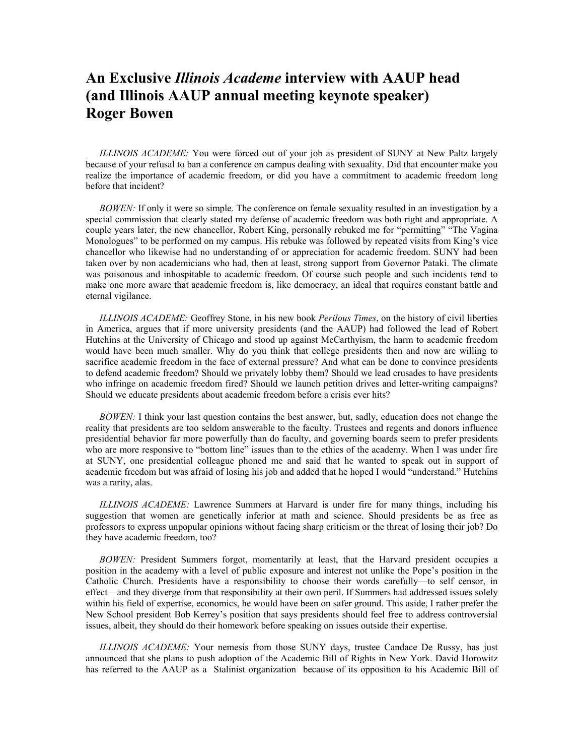# An Exclusive *Illinois Academe* interview with AAUP head (and Illinois AAUP annual meeting keynote speaker) Roger Bowen

*ILLINOIS ACADEME:* You were forced out of your job as president of SUNY at New Paltz largely because of your refusal to ban a conference on campus dealing with sexuality. Did that encounter make you realize the importance of academic freedom, or did you have a commitment to academic freedom long before that incident?

*BOWEN:* If only it were so simple. The conference on female sexuality resulted in an investigation by a special commission that clearly stated my defense of academic freedom was both right and appropriate. A couple years later, the new chancellor, Robert King, personally rebuked me for "permitting" "The Vagina Monologues" to be performed on my campus. His rebuke was followed by repeated visits from King's vice chancellor who likewise had no understanding of or appreciation for academic freedom. SUNY had been taken over by non academicians who had, then at least, strong support from Governor Pataki. The climate was poisonous and inhospitable to academic freedom. Of course such people and such incidents tend to make one more aware that academic freedom is, like democracy, an ideal that requires constant battle and eternal vigilance.

*ILLINOIS ACADEME:* Geoffrey Stone, in his new book *Perilous Times*, on the history of civil liberties in America, argues that if more university presidents (and the AAUP) had followed the lead of Robert Hutchins at the University of Chicago and stood up against McCarthyism, the harm to academic freedom would have been much smaller. Why do you think that college presidents then and now are willing to sacrifice academic freedom in the face of external pressure? And what can be done to convince presidents to defend academic freedom? Should we privately lobby them? Should we lead crusades to have presidents who infringe on academic freedom fired? Should we launch petition drives and letter-writing campaigns? Should we educate presidents about academic freedom before a crisis ever hits?

*BOWEN:* I think your last question contains the best answer, but, sadly, education does not change the reality that presidents are too seldom answerable to the faculty. Trustees and regents and donors influence presidential behavior far more powerfully than do faculty, and governing boards seem to prefer presidents who are more responsive to "bottom line" issues than to the ethics of the academy. When I was under fire at SUNY, one presidential colleague phoned me and said that he wanted to speak out in support of academic freedom but was afraid of losing his job and added that he hoped I would "understand." Hutchins was a rarity, alas.

*ILLINOIS ACADEME:* Lawrence Summers at Harvard is under fire for many things, including his suggestion that women are genetically inferior at math and science. Should presidents be as free as professors to express unpopular opinions without facing sharp criticism or the threat of losing their job? Do they have academic freedom, too?

*BOWEN:* President Summers forgot, momentarily at least, that the Harvard president occupies a position in the academy with a level of public exposure and interest not unlike the Pope's position in the Catholic Church. Presidents have a responsibility to choose their words carefully—to self censor, in effect—and they diverge from that responsibility at their own peril. If Summers had addressed issues solely within his field of expertise, economics, he would have been on safer ground. This aside, I rather prefer the New School president Bob Kerrey's position that says presidents should feel free to address controversial issues, albeit, they should do their homework before speaking on issues outside their expertise.

*ILLINOIS ACADEME:* Your nemesis from those SUNY days, trustee Candace De Russy, has just announced that she plans to push adoption of the Academic Bill of Rights in New York. David Horowitz has referred to the AAUP as a Stalinist organization because of its opposition to his Academic Bill of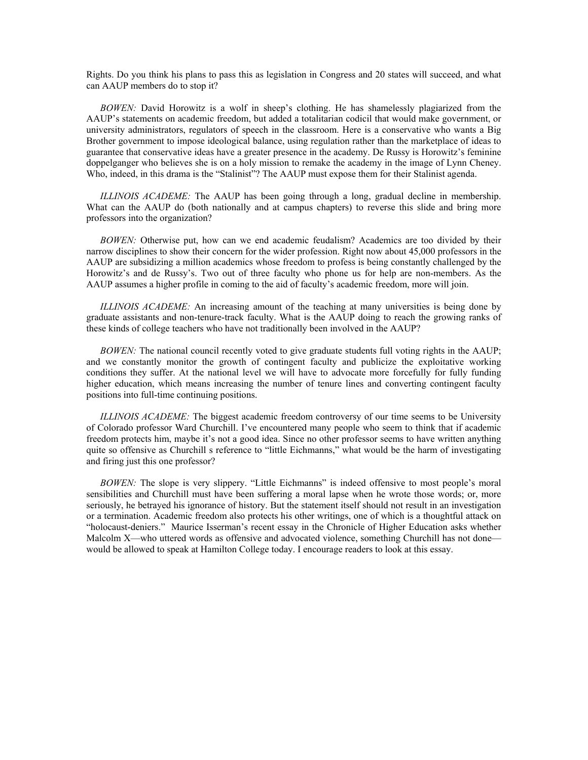Rights. Do you think his plans to pass this as legislation in Congress and 20 states will succeed, and what can AAUP members do to stop it?

*BOWEN:* David Horowitz is a wolf in sheep's clothing. He has shamelessly plagiarized from the AAUP's statements on academic freedom, but added a totalitarian codicil that would make government, or university administrators, regulators of speech in the classroom. Here is a conservative who wants a Big Brother government to impose ideological balance, using regulation rather than the marketplace of ideas to guarantee that conservative ideas have a greater presence in the academy. De Russy is Horowitz's feminine doppelganger who believes she is on a holy mission to remake the academy in the image of Lynn Cheney. Who, indeed, in this drama is the "Stalinist"? The AAUP must expose them for their Stalinist agenda.

*ILLINOIS ACADEME:* The AAUP has been going through a long, gradual decline in membership. What can the AAUP do (both nationally and at campus chapters) to reverse this slide and bring more professors into the organization?

*BOWEN:* Otherwise put, how can we end academic feudalism? Academics are too divided by their narrow disciplines to show their concern for the wider profession. Right now about 45,000 professors in the AAUP are subsidizing a million academics whose freedom to profess is being constantly challenged by the Horowitz's and de Russy's. Two out of three faculty who phone us for help are non-members. As the AAUP assumes a higher profile in coming to the aid of faculty's academic freedom, more will join.

*ILLINOIS ACADEME:* An increasing amount of the teaching at many universities is being done by graduate assistants and non-tenure-track faculty. What is the AAUP doing to reach the growing ranks of these kinds of college teachers who have not traditionally been involved in the AAUP?

*BOWEN:* The national council recently voted to give graduate students full voting rights in the AAUP; and we constantly monitor the growth of contingent faculty and publicize the exploitative working conditions they suffer. At the national level we will have to advocate more forcefully for fully funding higher education, which means increasing the number of tenure lines and converting contingent faculty positions into full-time continuing positions.

*ILLINOIS ACADEME:* The biggest academic freedom controversy of our time seems to be University of Colorado professor Ward Churchill. I've encountered many people who seem to think that if academic freedom protects him, maybe it's not a good idea. Since no other professor seems to have written anything quite so offensive as Churchill s reference to "little Eichmanns," what would be the harm of investigating and firing just this one professor?

*BOWEN:* The slope is very slippery. "Little Eichmanns" is indeed offensive to most people's moral sensibilities and Churchill must have been suffering a moral lapse when he wrote those words; or, more seriously, he betrayed his ignorance of history. But the statement itself should not result in an investigation or a termination. Academic freedom also protects his other writings, one of which is a thoughtful attack on "holocaust-deniers." Maurice Isserman's recent essay in the Chronicle of Higher Education asks whether Malcolm X—who uttered words as offensive and advocated violence, something Churchill has not done—would be allowed to speak at Hamilton College today. I encourage readers to look at this essay.